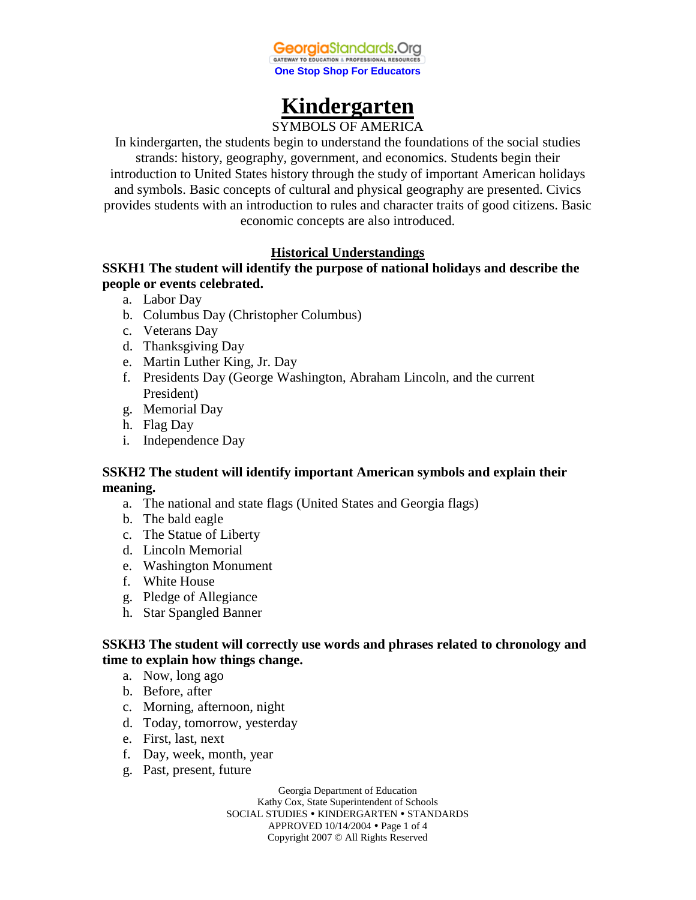GeorgiaStandards.Org
GATEWAY TO EDUCATION & PROFESSIONAL RESOURCES
One Stop Shop For Educators

# Kindergarten

SYMBOLS OF AMERICA

In kindergarten, the students begin to understand the foundations of the social studies strands: history, geography, government, and economics. Students begin their introduction to United States history through the study of important American holidays and symbols. Basic concepts of cultural and physical geography are presented. Civics provides students with an introduction to rules and character traits of good citizens. Basic economic concepts are also introduced.

## Historical Understandings

**SSKH1 The student will identify the purpose of national holidays and describe the people or events celebrated.**

a. Labor Day
b. Columbus Day (Christopher Columbus)
c. Veterans Day
d. Thanksgiving Day
e. Martin Luther King, Jr. Day
f. Presidents Day (George Washington, Abraham Lincoln, and the current President)
g. Memorial Day
h. Flag Day
i. Independence Day

**SSKH2 The student will identify important American symbols and explain their meaning.**

a. The national and state flags (United States and Georgia flags)
b. The bald eagle
c. The Statue of Liberty
d. Lincoln Memorial
e. Washington Monument
f. White House
g. Pledge of Allegiance
h. Star Spangled Banner

**SSKH3 The student will correctly use words and phrases related to chronology and time to explain how things change.**

a. Now, long ago
b. Before, after
c. Morning, afternoon, night
d. Today, tomorrow, yesterday
e. First, last, next
f. Day, week, month, year
g. Past, present, future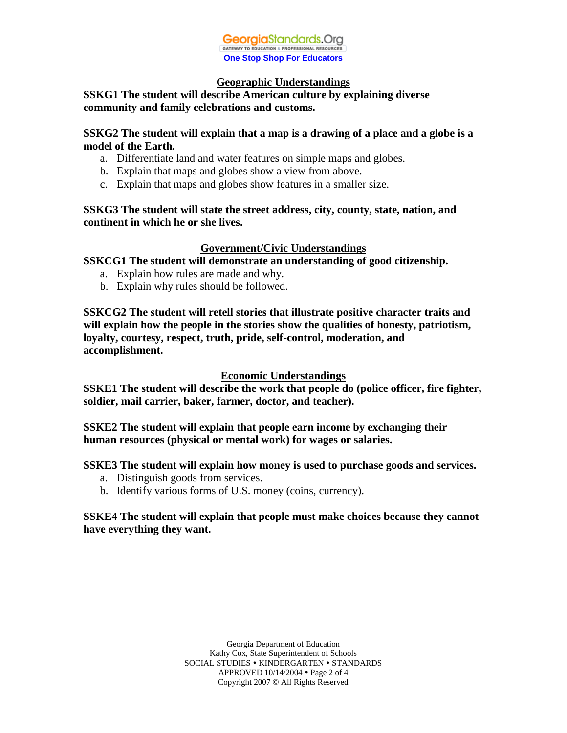## Geographic Understandings

**SSKG1 The student will describe American culture by explaining diverse community and family celebrations and customs.**

**SSKG2 The student will explain that a map is a drawing of a place and a globe is a model of the Earth.**

a. Differentiate land and water features on simple maps and globes.
b. Explain that maps and globes show a view from above.
c. Explain that maps and globes show features in a smaller size.

**SSKG3 The student will state the street address, city, county, state, nation, and continent in which he or she lives.**

## Government/Civic Understandings

**SSKCG1 The student will demonstrate an understanding of good citizenship.**

a. Explain how rules are made and why.
b. Explain why rules should be followed.

**SSKCG2 The student will retell stories that illustrate positive character traits and will explain how the people in the stories show the qualities of honesty, patriotism, loyalty, courtesy, respect, truth, pride, self-control, moderation, and accomplishment.**

## Economic Understandings

**SSKE1 The student will describe the work that people do (police officer, fire fighter, soldier, mail carrier, baker, farmer, doctor, and teacher).**

**SSKE2 The student will explain that people earn income by exchanging their human resources (physical or mental work) for wages or salaries.**

**SSKE3 The student will explain how money is used to purchase goods and services.**

a. Distinguish goods from services.
b. Identify various forms of U.S. money (coins, currency).

**SSKE4 The student will explain that people must make choices because they cannot have everything they want.**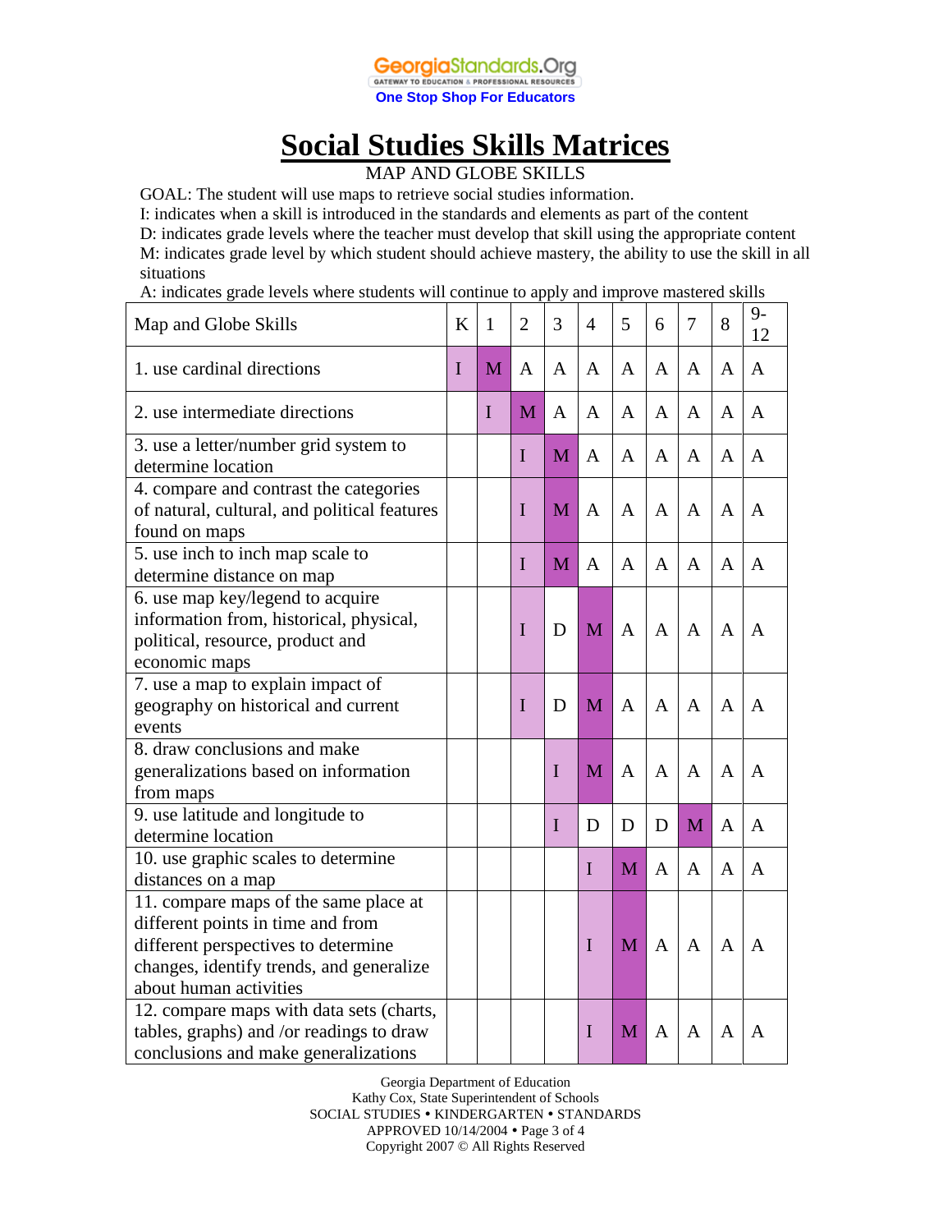# Social Studies Skills Matrices

MAP AND GLOBE SKILLS

GOAL: The student will use maps to retrieve social studies information.

I: indicates when a skill is introduced in the standards and elements as part of the content

D: indicates grade levels where the teacher must develop that skill using the appropriate content

M: indicates grade level by which student should achieve mastery, the ability to use the skill in all situations

A: indicates grade levels where students will continue to apply and improve mastered skills

| Map and Globe Skills | K | 1 | 2 | 3 | 4 | 5 | 6 | 7 | 8 | 9-12 |
|---|---|---|---|---|---|---|---|---|---|---|
| 1. use cardinal directions | I | M | A | A | A | A | A | A | A | A |
| 2. use intermediate directions | | I | M | A | A | A | A | A | A | A |
| 3. use a letter/number grid system to determine location | | | I | M | A | A | A | A | A | A |
| 4. compare and contrast the categories of natural, cultural, and political features found on maps | | | I | M | A | A | A | A | A | A |
| 5. use inch to inch map scale to determine distance on map | | | I | M | A | A | A | A | A | A |
| 6. use map key/legend to acquire information from, historical, physical, political, resource, product and economic maps | | | I | D | M | A | A | A | A | A |
| 7. use a map to explain impact of geography on historical and current events | | | I | D | M | A | A | A | A | A |
| 8. draw conclusions and make generalizations based on information from maps | | | | I | M | A | A | A | A | A |
| 9. use latitude and longitude to determine location | | | | I | D | D | D | M | A | A |
| 10. use graphic scales to determine distances on a map | | | | | I | M | A | A | A | A |
| 11. compare maps of the same place at different points in time and from different perspectives to determine changes, identify trends, and generalize about human activities | | | | | I | M | A | A | A | A |
| 12. compare maps with data sets (charts, tables, graphs) and /or readings to draw conclusions and make generalizations | | | | | I | M | A | A | A | A |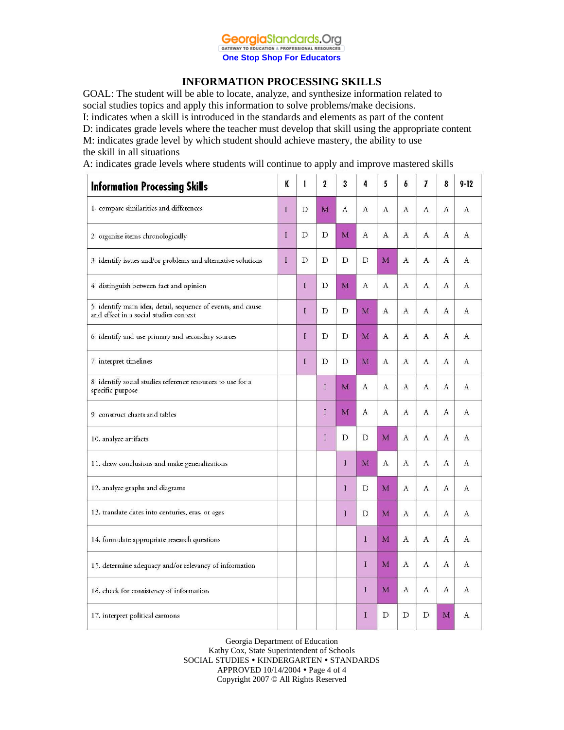GeorgiaStandards.Org
GATEWAY TO EDUCATION & PROFESSIONAL RESOURCES
One Stop Shop For Educators

# INFORMATION PROCESSING SKILLS

GOAL: The student will be able to locate, analyze, and synthesize information related to social studies topics and apply this information to solve problems/make decisions.
I: indicates when a skill is introduced in the standards and elements as part of the content
D: indicates grade levels where the teacher must develop that skill using the appropriate content
M: indicates grade level by which student should achieve mastery, the ability to use the skill in all situations
A: indicates grade levels where students will continue to apply and improve mastered skills

| Information Processing Skills | K | 1 | 2 | 3 | 4 | 5 | 6 | 7 | 8 | 9-12 |
|---|---|---|---|---|---|---|---|---|---|---|
| 1. compare similarities and differences | I | D | M | A | A | A | A | A | A | A |
| 2. organize items chronologically | I | D | D | M | A | A | A | A | A | A |
| 3. identify issues and/or problems and alternative solutions | I | D | D | D | D | M | A | A | A | A |
| 4. distinguish between fact and opinion | | I | D | M | A | A | A | A | A | A |
| 5. identify main idea, detail, sequence of events, and cause and effect in a social studies context | | I | D | D | M | A | A | A | A | A |
| 6. identify and use primary and secondary sources | | I | D | D | M | A | A | A | A | A |
| 7. interpret timelines | | I | D | D | M | A | A | A | A | A |
| 8. identify social studies reference resources to use for a specific purpose | | | I | M | A | A | A | A | A | A |
| 9. construct charts and tables | | | I | M | A | A | A | A | A | A |
| 10. analyze artifacts | | | I | D | D | M | A | A | A | A |
| 11. draw conclusions and make generalizations | | | | I | M | A | A | A | A | A |
| 12. analyze graphs and diagrams | | | | I | D | M | A | A | A | A |
| 13. translate dates into centuries, eras, or ages | | | | I | D | M | A | A | A | A |
| 14. formulate appropriate research questions | | | | | I | M | A | A | A | A |
| 15. determine adequacy and/or relevancy of information | | | | | I | M | A | A | A | A |
| 16. check for consistency of information | | | | | I | M | A | A | A | A |
| 17. interpret political cartoons | | | | | I | D | D | D | M | A |

Georgia Department of Education
Kathy Cox, State Superintendent of Schools
SOCIAL STUDIES • KINDERGARTEN • STANDARDS
APPROVED 10/14/2004
Copyright 2007 © All Rights Reserved